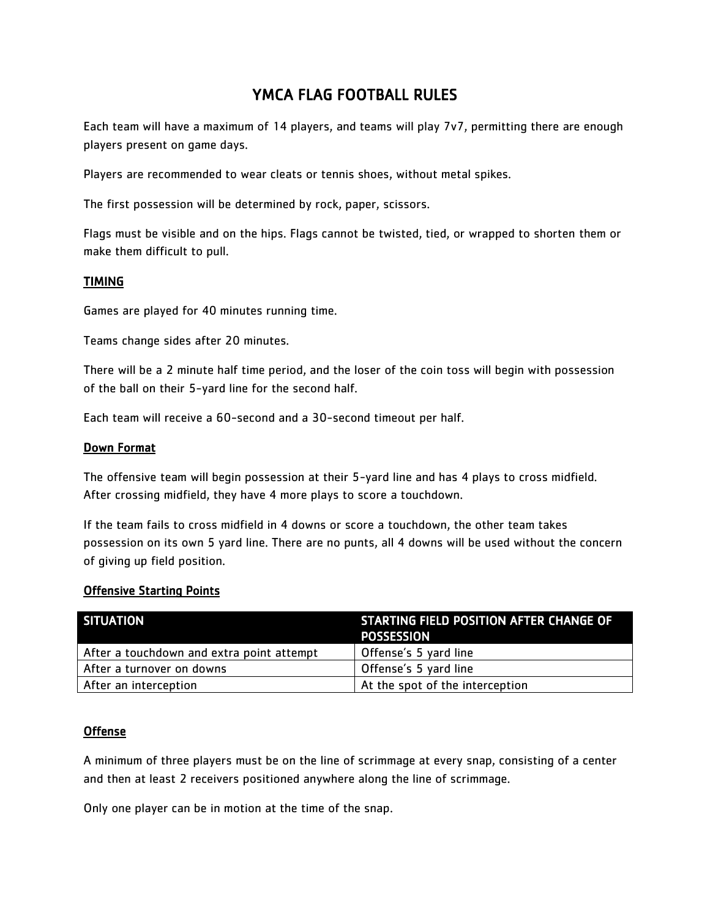# YMCA FLAG FOOTBALL RULES

Each team will have a maximum of 14 players, and teams will play 7v7, permitting there are enough players present on game days.

Players are recommended to wear cleats or tennis shoes, without metal spikes.

The first possession will be determined by rock, paper, scissors.

Flags must be visible and on the hips. Flags cannot be twisted, tied, or wrapped to shorten them or make them difficult to pull.

## TIMING

Games are played for 40 minutes running time.

Teams change sides after 20 minutes.

There will be a 2 minute half time period, and the loser of the coin toss will begin with possession of the ball on their 5-yard line for the second half.

Each team will receive a 60-second and a 30-second timeout per half.

## Down Format

The offensive team will begin possession at their 5-yard line and has 4 plays to cross midfield. After crossing midfield, they have 4 more plays to score a touchdown.

If the team fails to cross midfield in 4 downs or score a touchdown, the other team takes possession on its own 5 yard line. There are no punts, all 4 downs will be used without the concern of giving up field position.

## Offensive Starting Points

| SITUATION | STARTING FIELD POSITION AFTER CHANGE OF POSSESSION |
|---|---|
| After a touchdown and extra point attempt | Offense's 5 yard line |
| After a turnover on downs | Offense's 5 yard line |
| After an interception | At the spot of the interception |

## Offense

A minimum of three players must be on the line of scrimmage at every snap, consisting of a center and then at least 2 receivers positioned anywhere along the line of scrimmage.

Only one player can be in motion at the time of the snap.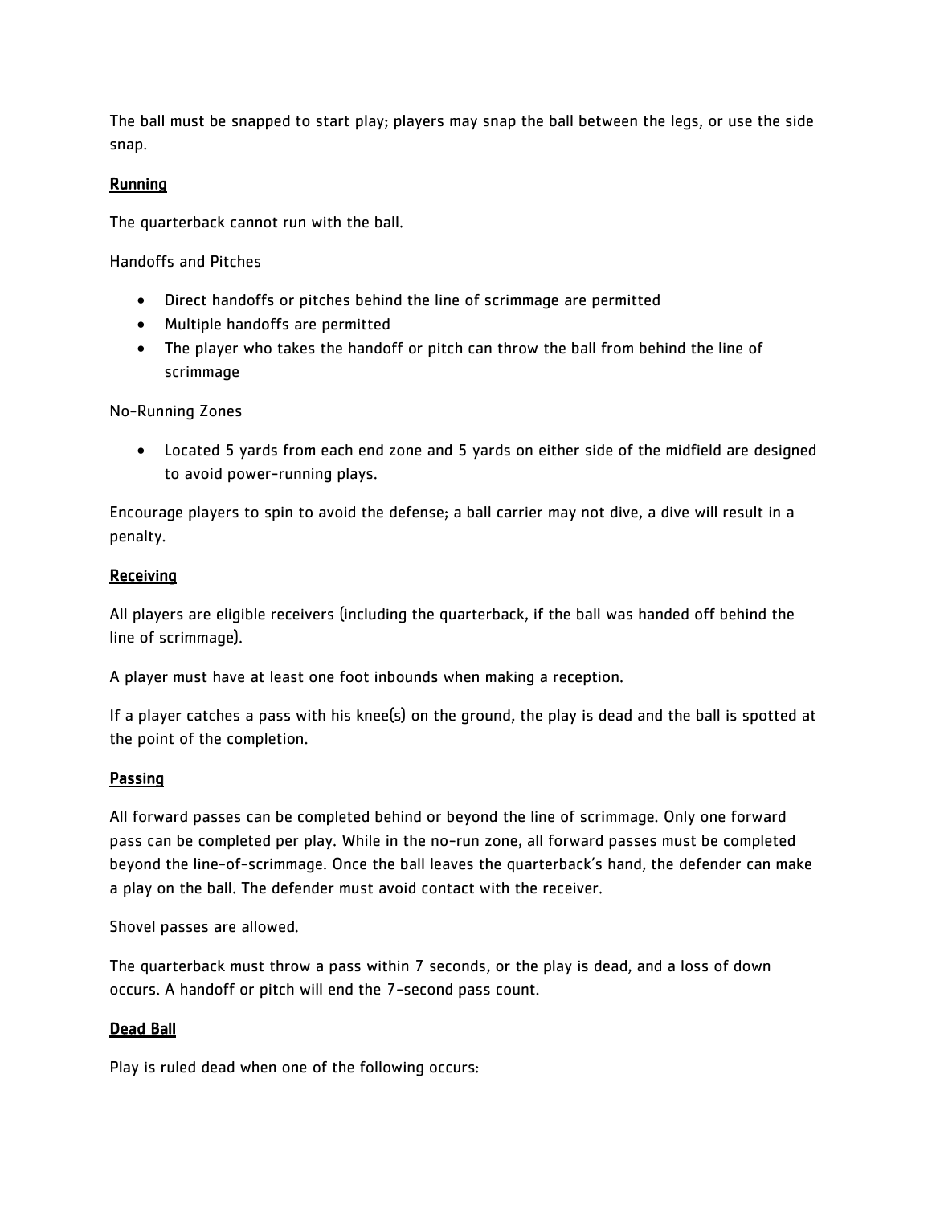The ball must be snapped to start play; players may snap the ball between the legs, or use the side snap.

## Running

The quarterback cannot run with the ball.

Handoffs and Pitches

- Direct handoffs or pitches behind the line of scrimmage are permitted
- Multiple handoffs are permitted
- The player who takes the handoff or pitch can throw the ball from behind the line of scrimmage

No-Running Zones

- Located 5 yards from each end zone and 5 yards on either side of the midfield are designed to avoid power-running plays.

Encourage players to spin to avoid the defense; a ball carrier may not dive, a dive will result in a penalty.

## Receiving

All players are eligible receivers (including the quarterback, if the ball was handed off behind the line of scrimmage).

A player must have at least one foot inbounds when making a reception.

If a player catches a pass with his knee(s) on the ground, the play is dead and the ball is spotted at the point of the completion.

## Passing

All forward passes can be completed behind or beyond the line of scrimmage. Only one forward pass can be completed per play. While in the no-run zone, all forward passes must be completed beyond the line-of-scrimmage. Once the ball leaves the quarterback's hand, the defender can make a play on the ball. The defender must avoid contact with the receiver.

Shovel passes are allowed.

The quarterback must throw a pass within 7 seconds, or the play is dead, and a loss of down occurs. A handoff or pitch will end the 7-second pass count.

## Dead Ball

Play is ruled dead when one of the following occurs: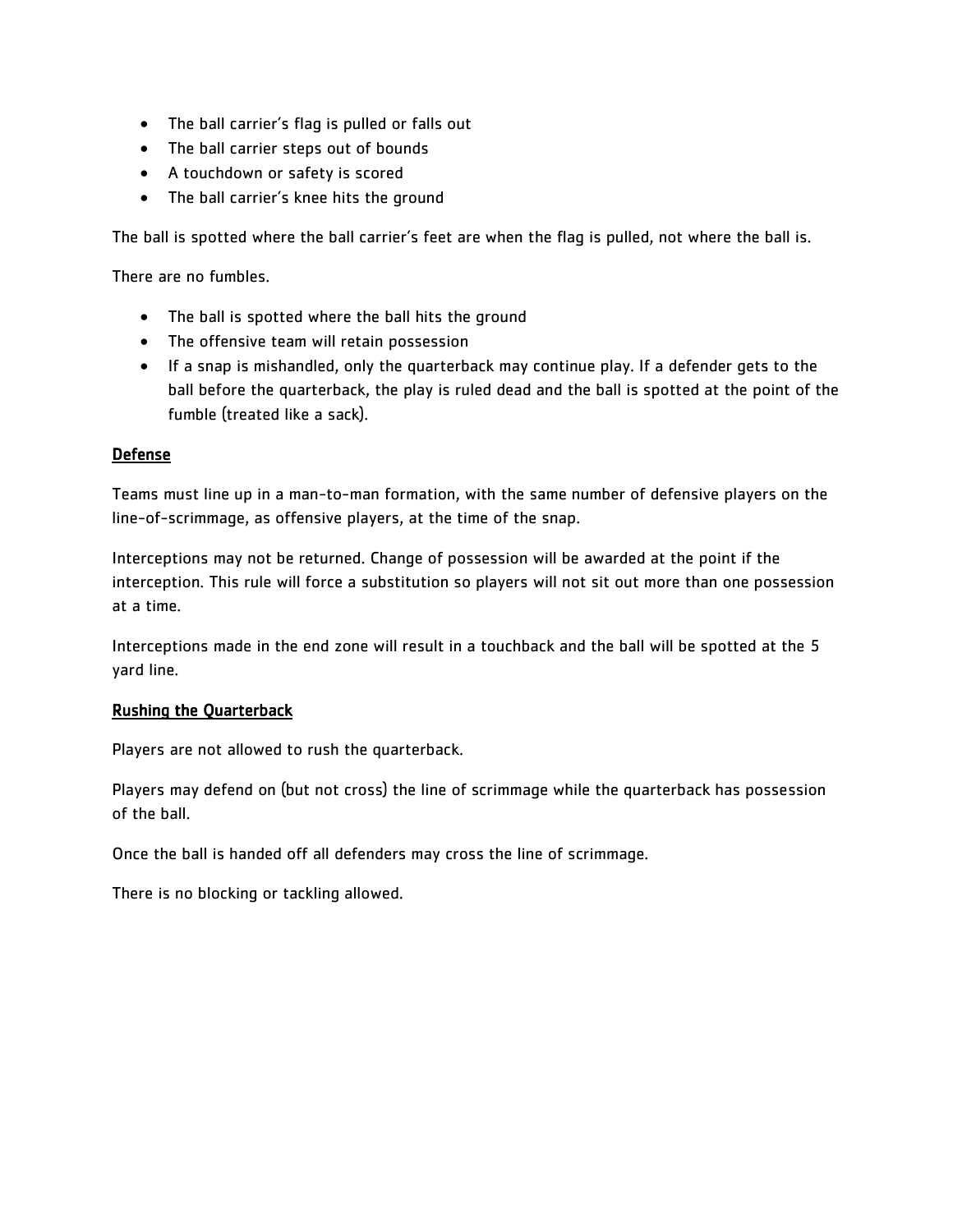- The ball carrier's flag is pulled or falls out
- The ball carrier steps out of bounds
- A touchdown or safety is scored
- The ball carrier's knee hits the ground

The ball is spotted where the ball carrier's feet are when the flag is pulled, not where the ball is.

There are no fumbles.

- The ball is spotted where the ball hits the ground
- The offensive team will retain possession
- If a snap is mishandled, only the quarterback may continue play. If a defender gets to the ball before the quarterback, the play is ruled dead and the ball is spotted at the point of the fumble (treated like a sack).

## Defense

Teams must line up in a man-to-man formation, with the same number of defensive players on the line-of-scrimmage, as offensive players, at the time of the snap.

Interceptions may not be returned. Change of possession will be awarded at the point if the interception. This rule will force a substitution so players will not sit out more than one possession at a time.

Interceptions made in the end zone will result in a touchback and the ball will be spotted at the 5 yard line.

## Rushing the Quarterback

Players are not allowed to rush the quarterback.

Players may defend on (but not cross) the line of scrimmage while the quarterback has possession of the ball.

Once the ball is handed off all defenders may cross the line of scrimmage.

There is no blocking or tackling allowed.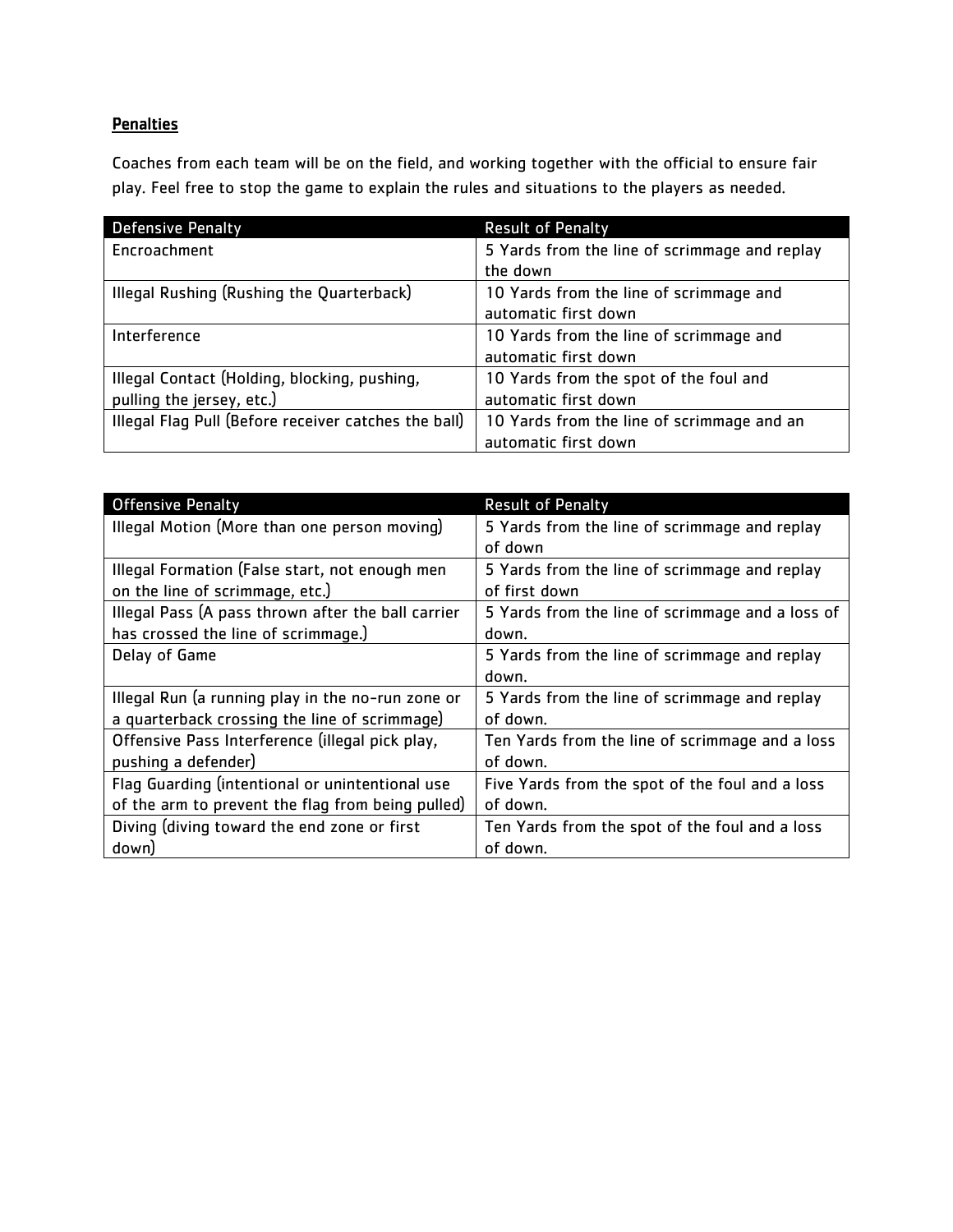**Penalties**

Coaches from each team will be on the field, and working together with the official to ensure fair play. Feel free to stop the game to explain the rules and situations to the players as needed.

| Defensive Penalty | Result of Penalty |
| --- | --- |
| Encroachment | 5 Yards from the line of scrimmage and replay the down |
| Illegal Rushing (Rushing the Quarterback) | 10 Yards from the line of scrimmage and automatic first down |
| Interference | 10 Yards from the line of scrimmage and automatic first down |
| Illegal Contact (Holding, blocking, pushing, pulling the jersey, etc.) | 10 Yards from the spot of the foul and automatic first down |
| Illegal Flag Pull (Before receiver catches the ball) | 10 Yards from the line of scrimmage and an automatic first down |

| Offensive Penalty | Result of Penalty |
| --- | --- |
| Illegal Motion (More than one person moving) | 5 Yards from the line of scrimmage and replay of down |
| Illegal Formation (False start, not enough men on the line of scrimmage, etc.) | 5 Yards from the line of scrimmage and replay of first down |
| Illegal Pass (A pass thrown after the ball carrier has crossed the line of scrimmage.) | 5 Yards from the line of scrimmage and a loss of down. |
| Delay of Game | 5 Yards from the line of scrimmage and replay down. |
| Illegal Run (a running play in the no-run zone or a quarterback crossing the line of scrimmage) | 5 Yards from the line of scrimmage and replay of down. |
| Offensive Pass Interference (illegal pick play, pushing a defender) | Ten Yards from the line of scrimmage and a loss of down. |
| Flag Guarding (intentional or unintentional use of the arm to prevent the flag from being pulled) | Five Yards from the spot of the foul and a loss of down. |
| Diving (diving toward the end zone or first down) | Ten Yards from the spot of the foul and a loss of down. |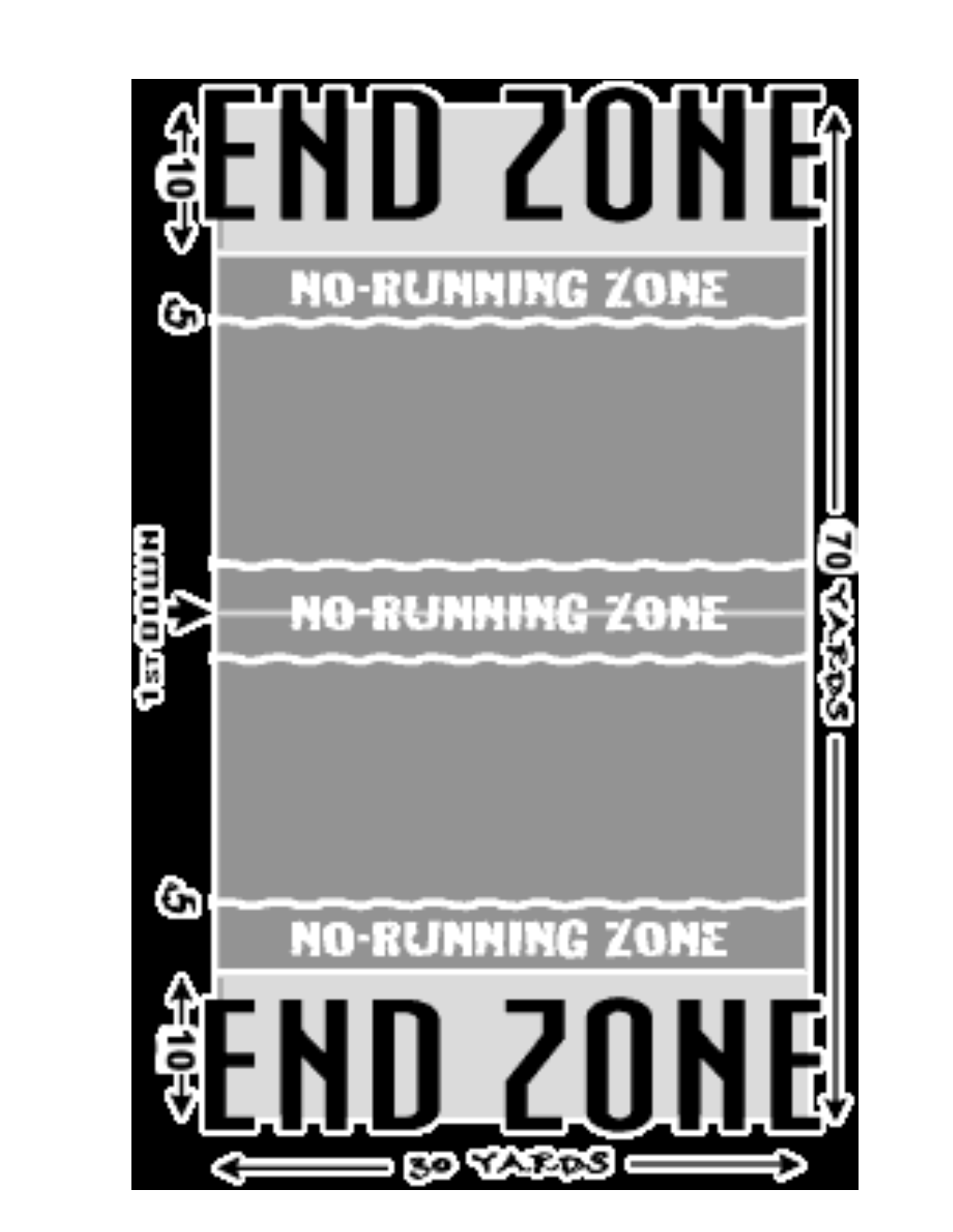END ZONE

10

5

NO-RUNNING ZONE

1ST DOWN

NO-RUNNING ZONE

70 YARDS

5

NO-RUNNING ZONE

10

END ZONE

30 YARDS